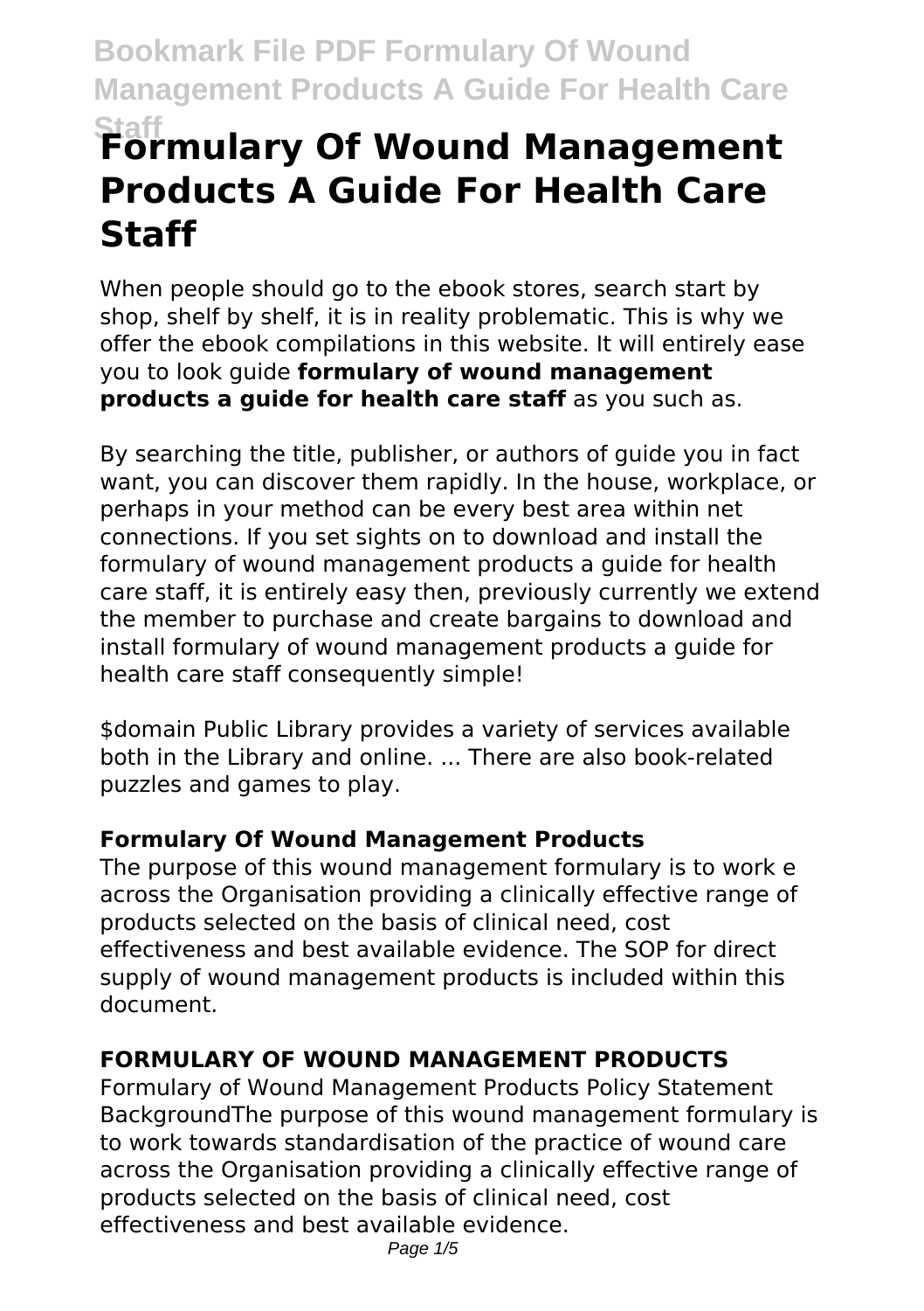# Formulary Of Wound Management Products A Guide For Health Care Staff

When people should go to the ebook stores, search start by shop, shelf by shelf, it is in reality problematic. This is why we offer the ebook compilations in this website. It will entirely ease you to look guide **formulary of wound management products a guide for health care staff** as you such as.

By searching the title, publisher, or authors of guide you in fact want, you can discover them rapidly. In the house, workplace, or perhaps in your method can be every best area within net connections. If you set sights on to download and install the formulary of wound management products a guide for health care staff, it is entirely easy then, previously currently we extend the member to purchase and create bargains to download and install formulary of wound management products a guide for health care staff consequently simple!

$domain Public Library provides a variety of services available both in the Library and online. ... There are also book-related puzzles and games to play.

## Formulary Of Wound Management Products

The purpose of this wound management formulary is to work e across the Organisation providing a clinically effective range of products selected on the basis of clinical need, cost effectiveness and best available evidence. The SOP for direct supply of wound management products is included within this document.

## FORMULARY OF WOUND MANAGEMENT PRODUCTS

Formulary of Wound Management Products Policy Statement BackgroundThe purpose of this wound management formulary is to work towards standardisation of the practice of wound care across the Organisation providing a clinically effective range of products selected on the basis of clinical need, cost effectiveness and best available evidence.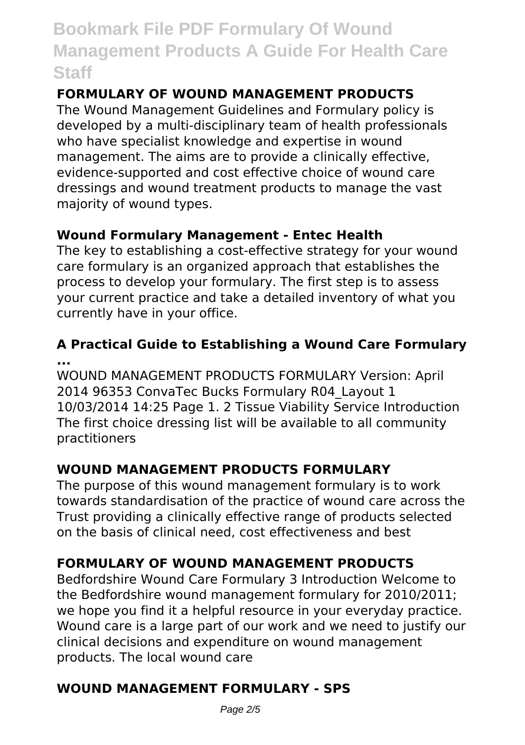## FORMULARY OF WOUND MANAGEMENT PRODUCTS

The Wound Management Guidelines and Formulary policy is developed by a multi-disciplinary team of health professionals who have specialist knowledge and expertise in wound management. The aims are to provide a clinically effective, evidence-supported and cost effective choice of wound care dressings and wound treatment products to manage the vast majority of wound types.

## Wound Formulary Management - Entec Health

The key to establishing a cost-effective strategy for your wound care formulary is an organized approach that establishes the process to develop your formulary. The first step is to assess your current practice and take a detailed inventory of what you currently have in your office.

## A Practical Guide to Establishing a Wound Care Formulary ...

WOUND MANAGEMENT PRODUCTS FORMULARY Version: April 2014 96353 ConvaTec Bucks Formulary R04_Layout 1 10/03/2014 14:25 Page 1. 2 Tissue Viability Service Introduction The first choice dressing list will be available to all community practitioners

## WOUND MANAGEMENT PRODUCTS FORMULARY

The purpose of this wound management formulary is to work towards standardisation of the practice of wound care across the Trust providing a clinically effective range of products selected on the basis of clinical need, cost effectiveness and best

## FORMULARY OF WOUND MANAGEMENT PRODUCTS

Bedfordshire Wound Care Formulary 3 Introduction Welcome to the Bedfordshire wound management formulary for 2010/2011; we hope you find it a helpful resource in your everyday practice. Wound care is a large part of our work and we need to justify our clinical decisions and expenditure on wound management products. The local wound care

## WOUND MANAGEMENT FORMULARY - SPS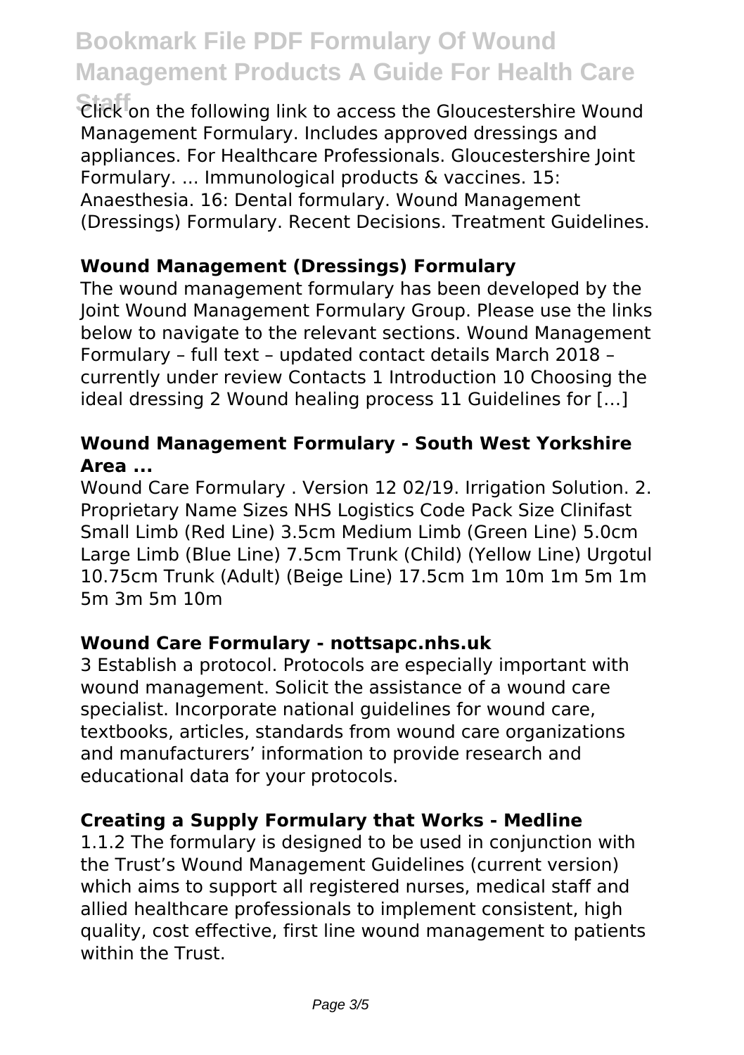Click on the following link to access the Gloucestershire Wound Management Formulary. Includes approved dressings and appliances. For Healthcare Professionals. Gloucestershire Joint Formulary. ... Immunological products & vaccines. 15: Anaesthesia. 16: Dental formulary. Wound Management (Dressings) Formulary. Recent Decisions. Treatment Guidelines.

### Wound Management (Dressings) Formulary

The wound management formulary has been developed by the Joint Wound Management Formulary Group. Please use the links below to navigate to the relevant sections. Wound Management Formulary – full text – updated contact details March 2018 – currently under review Contacts 1 Introduction 10 Choosing the ideal dressing 2 Wound healing process 11 Guidelines for […]

### Wound Management Formulary - South West Yorkshire Area ...

Wound Care Formulary . Version 12 02/19. Irrigation Solution. 2. Proprietary Name Sizes NHS Logistics Code Pack Size Clinifast Small Limb (Red Line) 3.5cm Medium Limb (Green Line) 5.0cm Large Limb (Blue Line) 7.5cm Trunk (Child) (Yellow Line) Urgotul 10.75cm Trunk (Adult) (Beige Line) 17.5cm 1m 10m 1m 5m 1m 5m 3m 5m 10m

### Wound Care Formulary - nottsapc.nhs.uk

3 Establish a protocol. Protocols are especially important with wound management. Solicit the assistance of a wound care specialist. Incorporate national guidelines for wound care, textbooks, articles, standards from wound care organizations and manufacturers' information to provide research and educational data for your protocols.

### Creating a Supply Formulary that Works - Medline

1.1.2 The formulary is designed to be used in conjunction with the Trust's Wound Management Guidelines (current version) which aims to support all registered nurses, medical staff and allied healthcare professionals to implement consistent, high quality, cost effective, first line wound management to patients within the Trust.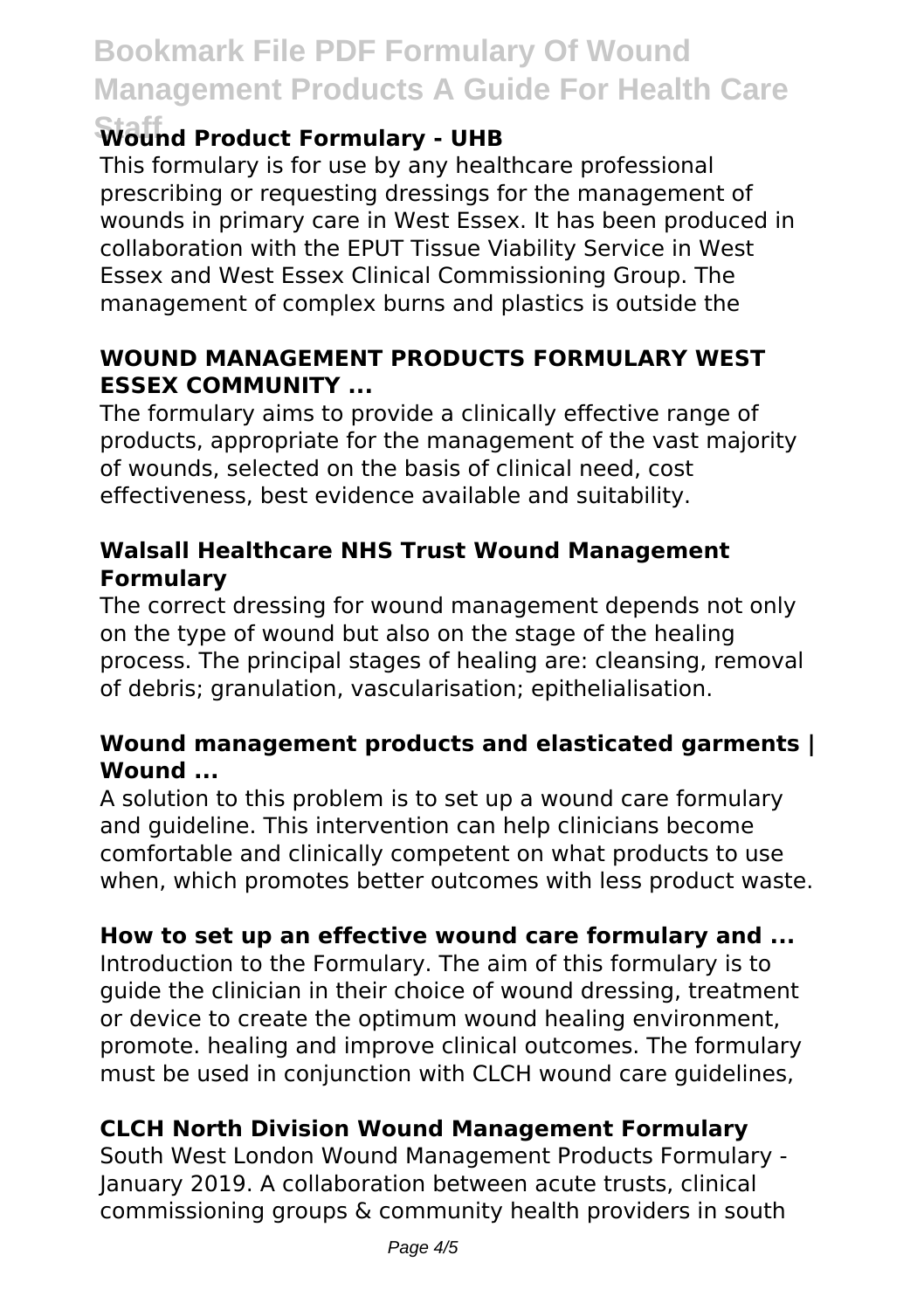### Wound Product Formulary - UHB

This formulary is for use by any healthcare professional prescribing or requesting dressings for the management of wounds in primary care in West Essex. It has been produced in collaboration with the EPUT Tissue Viability Service in West Essex and West Essex Clinical Commissioning Group. The management of complex burns and plastics is outside the

### WOUND MANAGEMENT PRODUCTS FORMULARY WEST ESSEX COMMUNITY ...

The formulary aims to provide a clinically effective range of products, appropriate for the management of the vast majority of wounds, selected on the basis of clinical need, cost effectiveness, best evidence available and suitability.

### Walsall Healthcare NHS Trust Wound Management Formulary

The correct dressing for wound management depends not only on the type of wound but also on the stage of the healing process. The principal stages of healing are: cleansing, removal of debris; granulation, vascularisation; epithelialisation.

### Wound management products and elasticated garments | Wound ...

A solution to this problem is to set up a wound care formulary and guideline. This intervention can help clinicians become comfortable and clinically competent on what products to use when, which promotes better outcomes with less product waste.

### How to set up an effective wound care formulary and ...

Introduction to the Formulary. The aim of this formulary is to guide the clinician in their choice of wound dressing, treatment or device to create the optimum wound healing environment, promote. healing and improve clinical outcomes. The formulary must be used in conjunction with CLCH wound care guidelines,

### CLCH North Division Wound Management Formulary

South West London Wound Management Products Formulary - January 2019. A collaboration between acute trusts, clinical commissioning groups & community health providers in south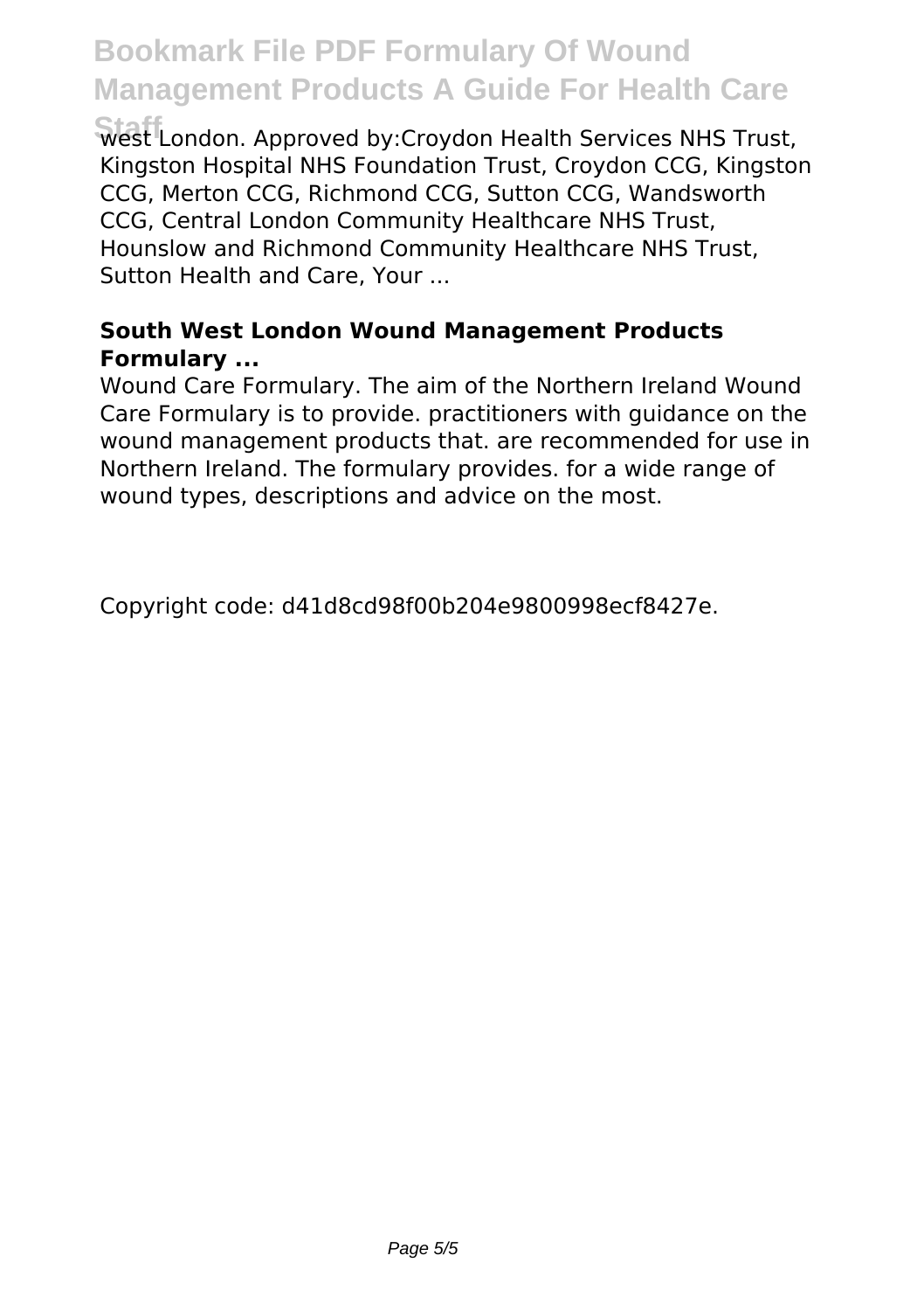west London. Approved by:Croydon Health Services NHS Trust, Kingston Hospital NHS Foundation Trust, Croydon CCG, Kingston CCG, Merton CCG, Richmond CCG, Sutton CCG, Wandsworth CCG, Central London Community Healthcare NHS Trust, Hounslow and Richmond Community Healthcare NHS Trust, Sutton Health and Care, Your ...

**South West London Wound Management Products Formulary ...**

Wound Care Formulary. The aim of the Northern Ireland Wound Care Formulary is to provide. practitioners with guidance on the wound management products that. are recommended for use in Northern Ireland. The formulary provides. for a wide range of wound types, descriptions and advice on the most.

Copyright code: d41d8cd98f00b204e9800998ecf8427e.